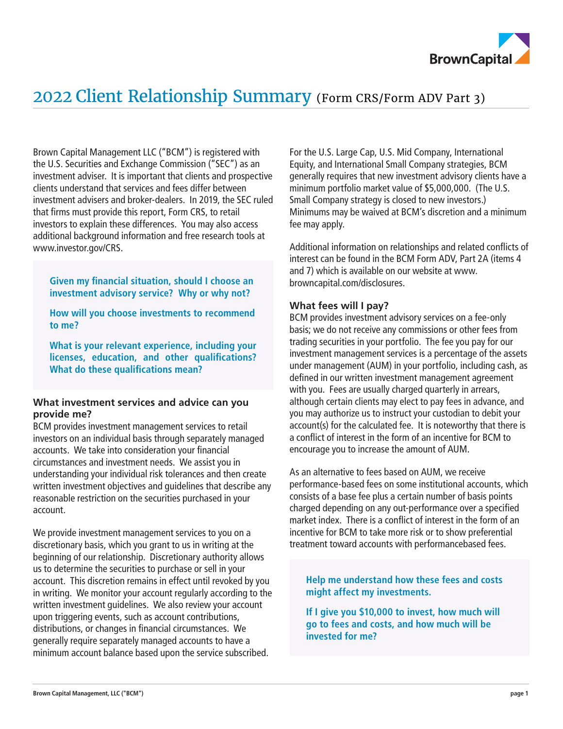# 2022 Client Relationship Summary (Form CRS/Form ADV Part 3)

Brown Capital Management LLC ("BCM") is registered with the U.S. Securities and Exchange Commission ("SEC") as an investment adviser. It is important that clients and prospective clients understand that services and fees differ between investment advisers and broker-dealers. In 2019, the SEC ruled that firms must provide this report, Form CRS, to retail investors to explain these differences. You may also access additional background information and free research tools at www.investor.gov/CRS.

**Given my financial situation, should I choose an investment advisory service? Why or why not?**

**How will you choose investments to recommend to me?**

**What is your relevant experience, including your licenses, education, and other qualifications? What do these qualifications mean?**

### What investment services and advice can you provide me?

BCM provides investment management services to retail investors on an individual basis through separately managed accounts. We take into consideration your financial circumstances and investment needs. We assist you in understanding your individual risk tolerances and then create written investment objectives and guidelines that describe any reasonable restriction on the securities purchased in your account.

We provide investment management services to you on a discretionary basis, which you grant to us in writing at the beginning of our relationship. Discretionary authority allows us to determine the securities to purchase or sell in your account. This discretion remains in effect until revoked by you in writing. We monitor your account regularly according to the written investment guidelines. We also review your account upon triggering events, such as account contributions, distributions, or changes in financial circumstances. We generally require separately managed accounts to have a minimum account balance based upon the service subscribed.

For the U.S. Large Cap, U.S. Mid Company, International Equity, and International Small Company strategies, BCM generally requires that new investment advisory clients have a minimum portfolio market value of $5,000,000. (The U.S. Small Company strategy is closed to new investors.) Minimums may be waived at BCM's discretion and a minimum fee may apply.

Additional information on relationships and related conflicts of interest can be found in the BCM Form ADV, Part 2A (items 4 and 7) which is available on our website at www.browncapital.com/disclosures.

### What fees will I pay?

BCM provides investment advisory services on a fee-only basis; we do not receive any commissions or other fees from trading securities in your portfolio. The fee you pay for our investment management services is a percentage of the assets under management (AUM) in your portfolio, including cash, as defined in our written investment management agreement with you. Fees are usually charged quarterly in arrears, although certain clients may elect to pay fees in advance, and you may authorize us to instruct your custodian to debit your account(s) for the calculated fee. It is noteworthy that there is a conflict of interest in the form of an incentive for BCM to encourage you to increase the amount of AUM.

As an alternative to fees based on AUM, we receive performance-based fees on some institutional accounts, which consists of a base fee plus a certain number of basis points charged depending on any out-performance over a specified market index. There is a conflict of interest in the form of an incentive for BCM to take more risk or to show preferential treatment toward accounts with performancebased fees.

**Help me understand how these fees and costs might affect my investments.**

**If I give you $10,000 to invest, how much will go to fees and costs, and how much will be invested for me?**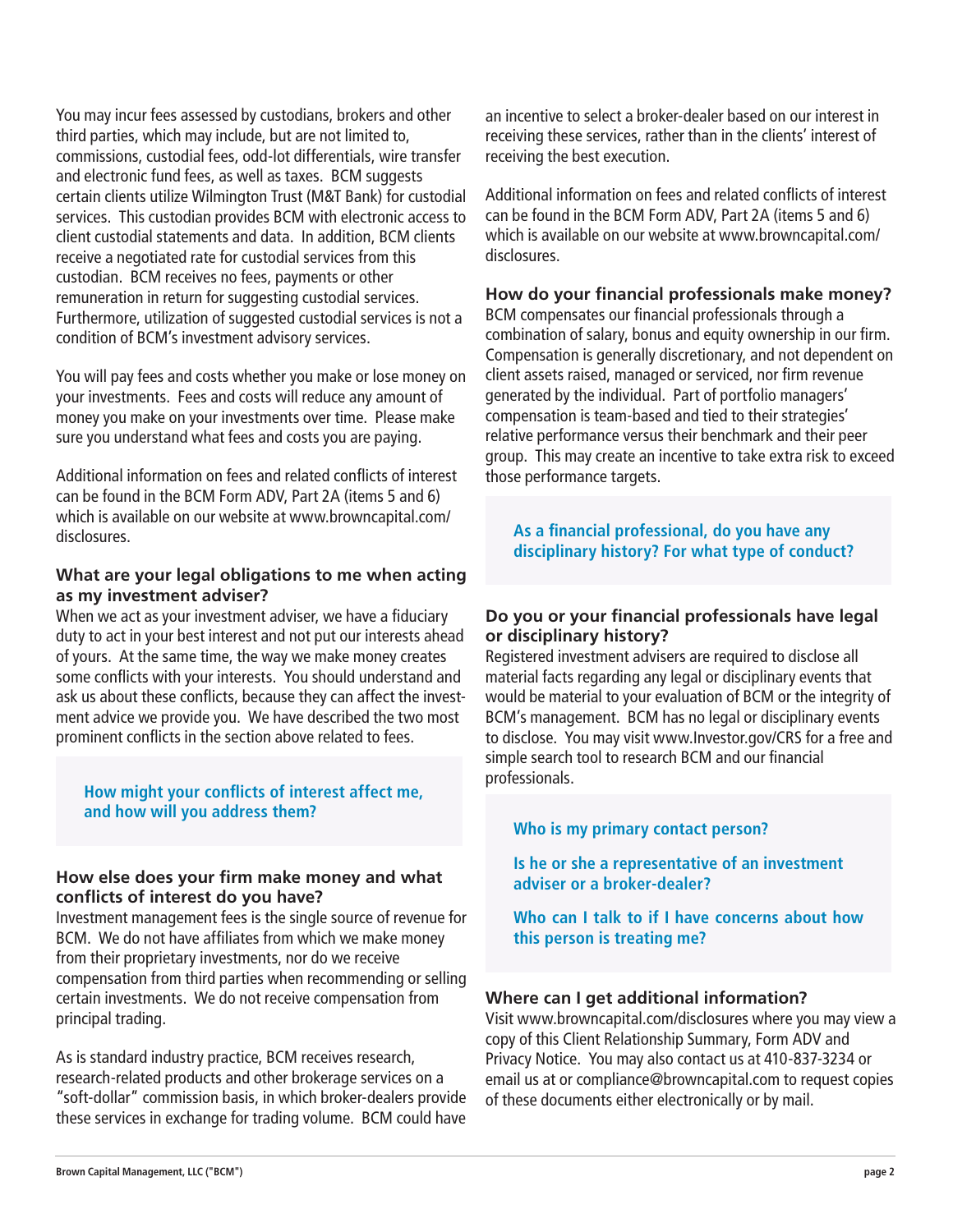You may incur fees assessed by custodians, brokers and other third parties, which may include, but are not limited to, commissions, custodial fees, odd-lot differentials, wire transfer and electronic fund fees, as well as taxes. BCM suggests certain clients utilize Wilmington Trust (M&T Bank) for custodial services. This custodian provides BCM with electronic access to client custodial statements and data. In addition, BCM clients receive a negotiated rate for custodial services from this custodian. BCM receives no fees, payments or other remuneration in return for suggesting custodial services. Furthermore, utilization of suggested custodial services is not a condition of BCM's investment advisory services.

You will pay fees and costs whether you make or lose money on your investments. Fees and costs will reduce any amount of money you make on your investments over time. Please make sure you understand what fees and costs you are paying.

Additional information on fees and related conflicts of interest can be found in the BCM Form ADV, Part 2A (items 5 and 6) which is available on our website at www.browncapital.com/disclosures.

### What are your legal obligations to me when acting as my investment adviser?

When we act as your investment adviser, we have a fiduciary duty to act in your best interest and not put our interests ahead of yours. At the same time, the way we make money creates some conflicts with your interests. You should understand and ask us about these conflicts, because they can affect the investment advice we provide you. We have described the two most prominent conflicts in the section above related to fees.

**How might your conflicts of interest affect me, and how will you address them?**

### How else does your firm make money and what conflicts of interest do you have?

Investment management fees is the single source of revenue for BCM. We do not have affiliates from which we make money from their proprietary investments, nor do we receive compensation from third parties when recommending or selling certain investments. We do not receive compensation from principal trading.

As is standard industry practice, BCM receives research, research-related products and other brokerage services on a "soft-dollar" commission basis, in which broker-dealers provide these services in exchange for trading volume. BCM could have an incentive to select a broker-dealer based on our interest in receiving these services, rather than in the clients' interest of receiving the best execution.

Additional information on fees and related conflicts of interest can be found in the BCM Form ADV, Part 2A (items 5 and 6) which is available on our website at www.browncapital.com/disclosures.

### How do your financial professionals make money?

BCM compensates our financial professionals through a combination of salary, bonus and equity ownership in our firm. Compensation is generally discretionary, and not dependent on client assets raised, managed or serviced, nor firm revenue generated by the individual. Part of portfolio managers' compensation is team-based and tied to their strategies' relative performance versus their benchmark and their peer group. This may create an incentive to take extra risk to exceed those performance targets.

**As a financial professional, do you have any disciplinary history? For what type of conduct?**

### Do you or your financial professionals have legal or disciplinary history?

Registered investment advisers are required to disclose all material facts regarding any legal or disciplinary events that would be material to your evaluation of BCM or the integrity of BCM's management. BCM has no legal or disciplinary events to disclose. You may visit www.Investor.gov/CRS for a free and simple search tool to research BCM and our financial professionals.

**Who is my primary contact person?**

**Is he or she a representative of an investment adviser or a broker-dealer?**

**Who can I talk to if I have concerns about how this person is treating me?**

### Where can I get additional information?

Visit www.browncapital.com/disclosures where you may view a copy of this Client Relationship Summary, Form ADV and Privacy Notice. You may also contact us at 410-837-3234 or email us at or compliance@browncapital.com to request copies of these documents either electronically or by mail.